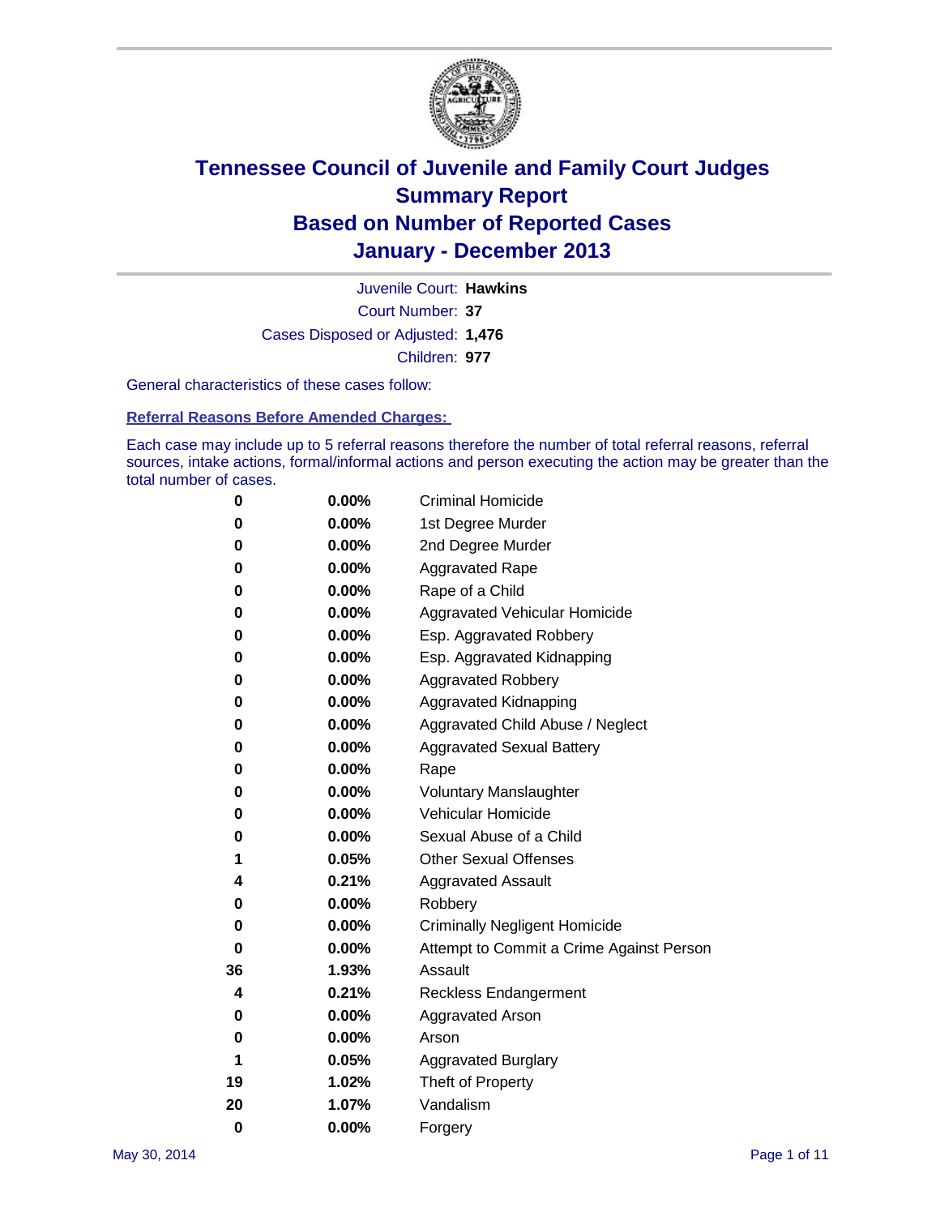# Tennessee Council of Juvenile and Family Court Judges
# Summary Report
# Based on Number of Reported Cases
# January - December 2013

Juvenile Court: **Hawkins**
Court Number: **37**
Cases Disposed or Adjusted: **1,476**
Children: **977**

General characteristics of these cases follow:

**Referral Reasons Before Amended Charges:**

Each case may include up to 5 referral reasons therefore the number of total referral reasons, referral sources, intake actions, formal/informal actions and person executing the action may be greater than the total number of cases.

| Count | Percent | Referral Reason |
|---|---|---|
| 0 | 0.00% | Criminal Homicide |
| 0 | 0.00% | 1st Degree Murder |
| 0 | 0.00% | 2nd Degree Murder |
| 0 | 0.00% | Aggravated Rape |
| 0 | 0.00% | Rape of a Child |
| 0 | 0.00% | Aggravated Vehicular Homicide |
| 0 | 0.00% | Esp. Aggravated Robbery |
| 0 | 0.00% | Esp. Aggravated Kidnapping |
| 0 | 0.00% | Aggravated Robbery |
| 0 | 0.00% | Aggravated Kidnapping |
| 0 | 0.00% | Aggravated Child Abuse / Neglect |
| 0 | 0.00% | Aggravated Sexual Battery |
| 0 | 0.00% | Rape |
| 0 | 0.00% | Voluntary Manslaughter |
| 0 | 0.00% | Vehicular Homicide |
| 0 | 0.00% | Sexual Abuse of a Child |
| 1 | 0.05% | Other Sexual Offenses |
| 4 | 0.21% | Aggravated Assault |
| 0 | 0.00% | Robbery |
| 0 | 0.00% | Criminally Negligent Homicide |
| 0 | 0.00% | Attempt to Commit a Crime Against Person |
| 36 | 1.93% | Assault |
| 4 | 0.21% | Reckless Endangerment |
| 0 | 0.00% | Aggravated Arson |
| 0 | 0.00% | Arson |
| 1 | 0.05% | Aggravated Burglary |
| 19 | 1.02% | Theft of Property |
| 20 | 1.07% | Vandalism |
| 0 | 0.00% | Forgery |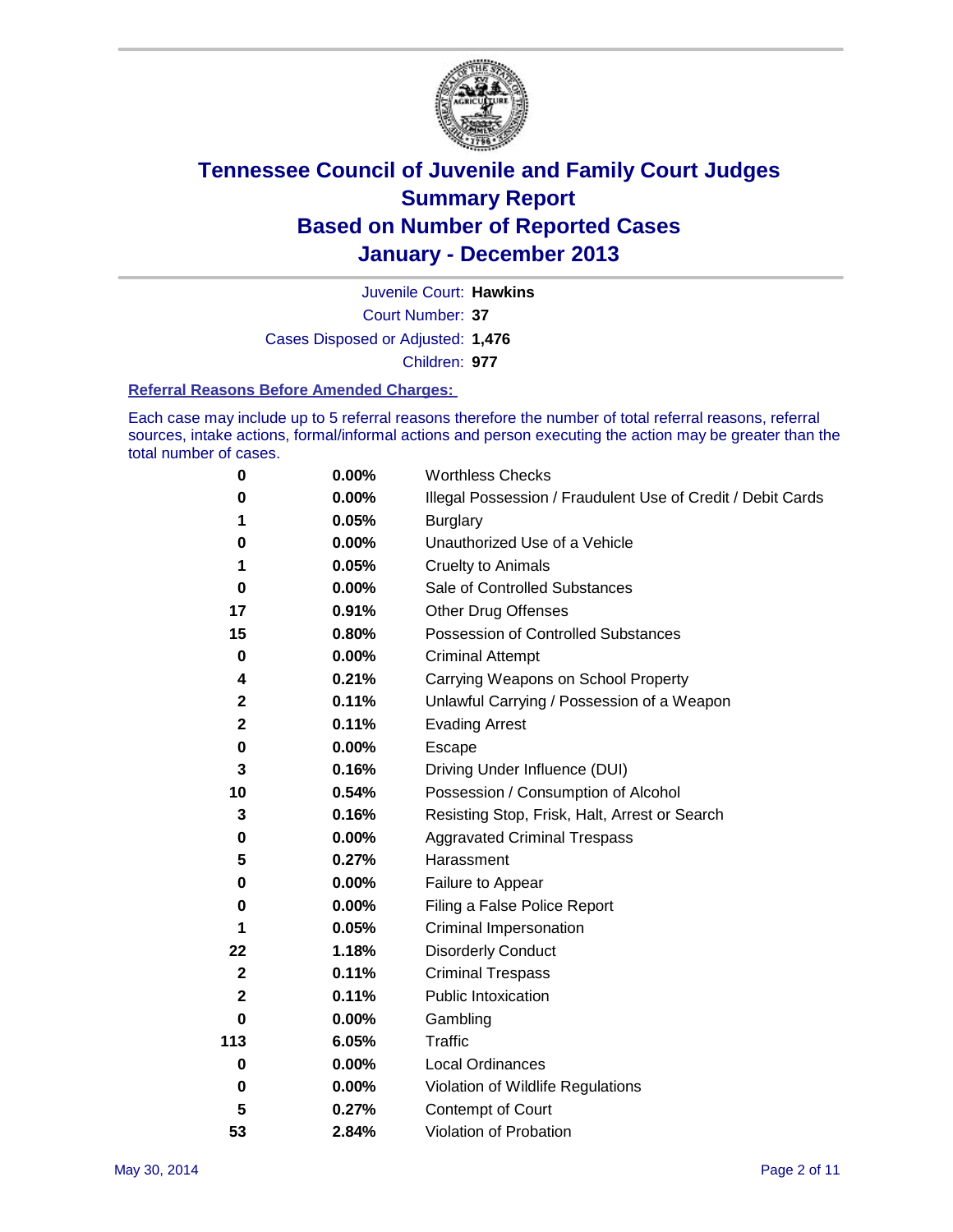# Tennessee Council of Juvenile and Family Court Judges
## Summary Report
## Based on Number of Reported Cases
## January - December 2013

Juvenile Court: **Hawkins**
Court Number: **37**
Cases Disposed or Adjusted: **1,476**
Children: **977**

### Referral Reasons Before Amended Charges:

Each case may include up to 5 referral reasons therefore the number of total referral reasons, referral sources, intake actions, formal/informal actions and person executing the action may be greater than the total number of cases.

| Count | Percent | Referral Reason |
|---|---|---|
| 0 | 0.00% | Worthless Checks |
| 0 | 0.00% | Illegal Possession / Fraudulent Use of Credit / Debit Cards |
| 1 | 0.05% | Burglary |
| 0 | 0.00% | Unauthorized Use of a Vehicle |
| 1 | 0.05% | Cruelty to Animals |
| 0 | 0.00% | Sale of Controlled Substances |
| 17 | 0.91% | Other Drug Offenses |
| 15 | 0.80% | Possession of Controlled Substances |
| 0 | 0.00% | Criminal Attempt |
| 4 | 0.21% | Carrying Weapons on School Property |
| 2 | 0.11% | Unlawful Carrying / Possession of a Weapon |
| 2 | 0.11% | Evading Arrest |
| 0 | 0.00% | Escape |
| 3 | 0.16% | Driving Under Influence (DUI) |
| 10 | 0.54% | Possession / Consumption of Alcohol |
| 3 | 0.16% | Resisting Stop, Frisk, Halt, Arrest or Search |
| 0 | 0.00% | Aggravated Criminal Trespass |
| 5 | 0.27% | Harassment |
| 0 | 0.00% | Failure to Appear |
| 0 | 0.00% | Filing a False Police Report |
| 1 | 0.05% | Criminal Impersonation |
| 22 | 1.18% | Disorderly Conduct |
| 2 | 0.11% | Criminal Trespass |
| 2 | 0.11% | Public Intoxication |
| 0 | 0.00% | Gambling |
| 113 | 6.05% | Traffic |
| 0 | 0.00% | Local Ordinances |
| 0 | 0.00% | Violation of Wildlife Regulations |
| 5 | 0.27% | Contempt of Court |
| 53 | 2.84% | Violation of Probation |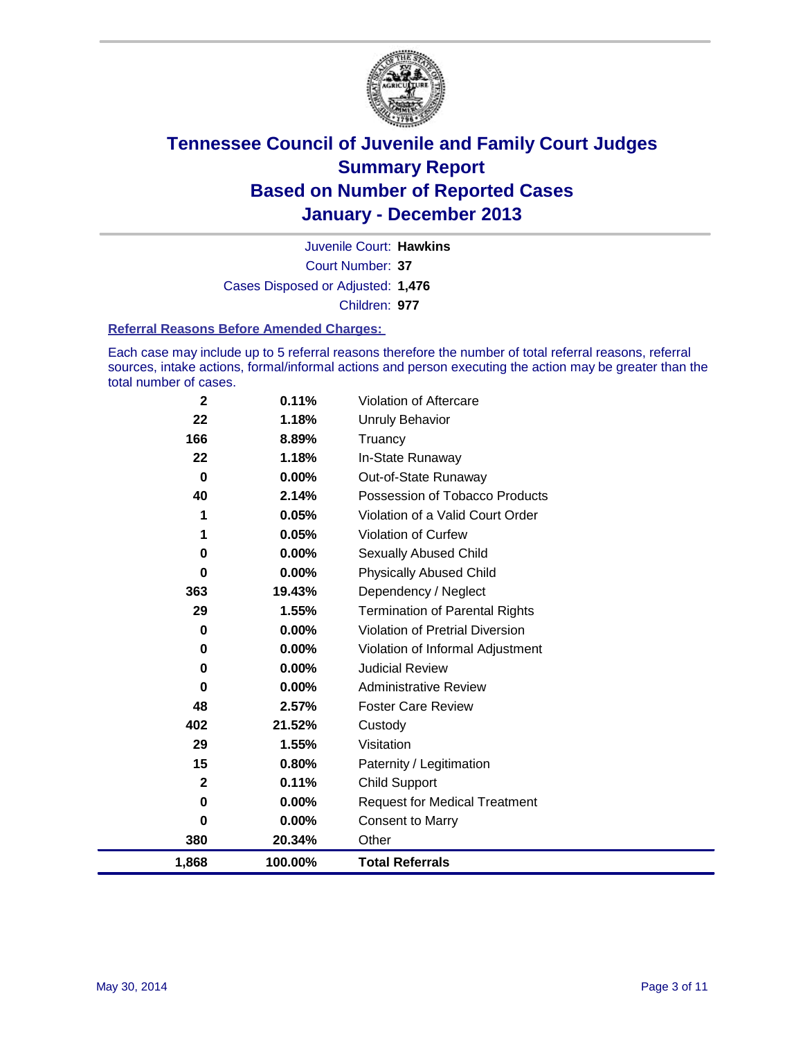# Tennessee Council of Juvenile and Family Court Judges
# Summary Report
# Based on Number of Reported Cases
# January - December 2013

Juvenile Court: **Hawkins**
Court Number: **37**
Cases Disposed or Adjusted: **1,476**
Children: **977**

### Referral Reasons Before Amended Charges:

Each case may include up to 5 referral reasons therefore the number of total referral reasons, referral sources, intake actions, formal/informal actions and person executing the action may be greater than the total number of cases.

| Count | Percent | Referral Reason |
|---|---|---|
| 2 | 0.11% | Violation of Aftercare |
| 22 | 1.18% | Unruly Behavior |
| 166 | 8.89% | Truancy |
| 22 | 1.18% | In-State Runaway |
| 0 | 0.00% | Out-of-State Runaway |
| 40 | 2.14% | Possession of Tobacco Products |
| 1 | 0.05% | Violation of a Valid Court Order |
| 1 | 0.05% | Violation of Curfew |
| 0 | 0.00% | Sexually Abused Child |
| 0 | 0.00% | Physically Abused Child |
| 363 | 19.43% | Dependency / Neglect |
| 29 | 1.55% | Termination of Parental Rights |
| 0 | 0.00% | Violation of Pretrial Diversion |
| 0 | 0.00% | Violation of Informal Adjustment |
| 0 | 0.00% | Judicial Review |
| 0 | 0.00% | Administrative Review |
| 48 | 2.57% | Foster Care Review |
| 402 | 21.52% | Custody |
| 29 | 1.55% | Visitation |
| 15 | 0.80% | Paternity / Legitimation |
| 2 | 0.11% | Child Support |
| 0 | 0.00% | Request for Medical Treatment |
| 0 | 0.00% | Consent to Marry |
| 380 | 20.34% | Other |
| **1,868** | **100.00%** | **Total Referrals** |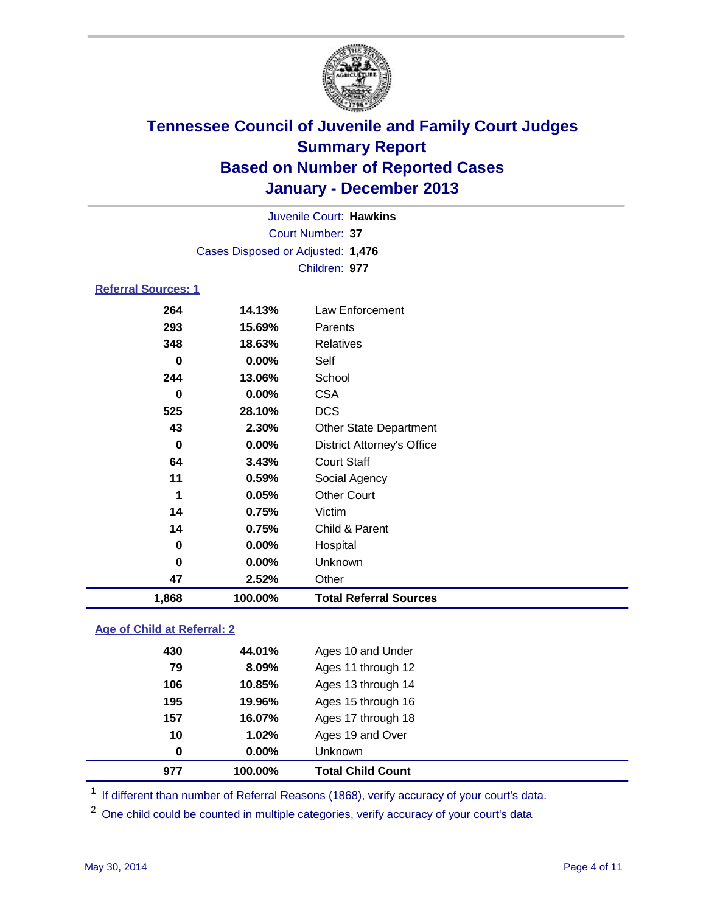# Tennessee Council of Juvenile and Family Court Judges
## Summary Report
## Based on Number of Reported Cases
## January - December 2013

Juvenile Court: **Hawkins**
Court Number: **37**
Cases Disposed or Adjusted: **1,476**
Children: **977**

### Referral Sources: 1

| | | |
|---|---|---|
| 264 | 14.13% | Law Enforcement |
| 293 | 15.69% | Parents |
| 348 | 18.63% | Relatives |
| 0 | 0.00% | Self |
| 244 | 13.06% | School |
| 0 | 0.00% | CSA |
| 525 | 28.10% | DCS |
| 43 | 2.30% | Other State Department |
| 0 | 0.00% | District Attorney's Office |
| 64 | 3.43% | Court Staff |
| 11 | 0.59% | Social Agency |
| 1 | 0.05% | Other Court |
| 14 | 0.75% | Victim |
| 14 | 0.75% | Child & Parent |
| 0 | 0.00% | Hospital |
| 0 | 0.00% | Unknown |
| 47 | 2.52% | Other |
| **1,868** | **100.00%** | **Total Referral Sources** |

### Age of Child at Referral: 2

| | | |
|---|---|---|
| 430 | 44.01% | Ages 10 and Under |
| 79 | 8.09% | Ages 11 through 12 |
| 106 | 10.85% | Ages 13 through 14 |
| 195 | 19.96% | Ages 15 through 16 |
| 157 | 16.07% | Ages 17 through 18 |
| 10 | 1.02% | Ages 19 and Over |
| 0 | 0.00% | Unknown |
| **977** | **100.00%** | **Total Child Count** |

[1] If different than number of Referral Reasons (1868), verify accuracy of your court's data.

[2] One child could be counted in multiple categories, verify accuracy of your court's data

May 30, 2014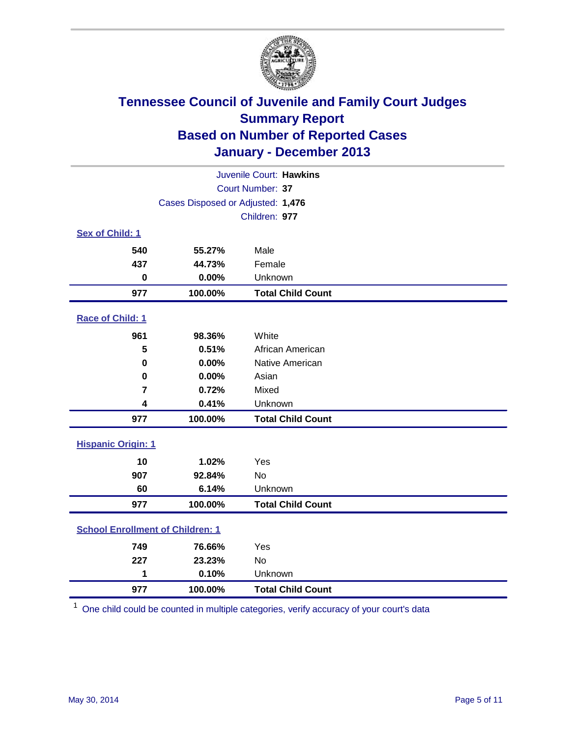# Tennessee Council of Juvenile and Family Court Judges
## Summary Report
## Based on Number of Reported Cases
## January - December 2013

Juvenile Court: **Hawkins**
Court Number: **37**
Cases Disposed or Adjusted: **1,476**
Children: **977**

### Sex of Child: 1

| | | |
|---|---|---|
| **540** | **55.27%** | Male |
| **437** | **44.73%** | Female |
| **0** | **0.00%** | Unknown |
| **977** | **100.00%** | **Total Child Count** |

### Race of Child: 1

| | | |
|---|---|---|
| **961** | **98.36%** | White |
| **5** | **0.51%** | African American |
| **0** | **0.00%** | Native American |
| **0** | **0.00%** | Asian |
| **7** | **0.72%** | Mixed |
| **4** | **0.41%** | Unknown |
| **977** | **100.00%** | **Total Child Count** |

### Hispanic Origin: 1

| | | |
|---|---|---|
| **10** | **1.02%** | Yes |
| **907** | **92.84%** | No |
| **60** | **6.14%** | Unknown |
| **977** | **100.00%** | **Total Child Count** |

### School Enrollment of Children: 1

| | | |
|---|---|---|
| **749** | **76.66%** | Yes |
| **227** | **23.23%** | No |
| **1** | **0.10%** | Unknown |
| **977** | **100.00%** | **Total Child Count** |

[1] One child could be counted in multiple categories, verify accuracy of your court's data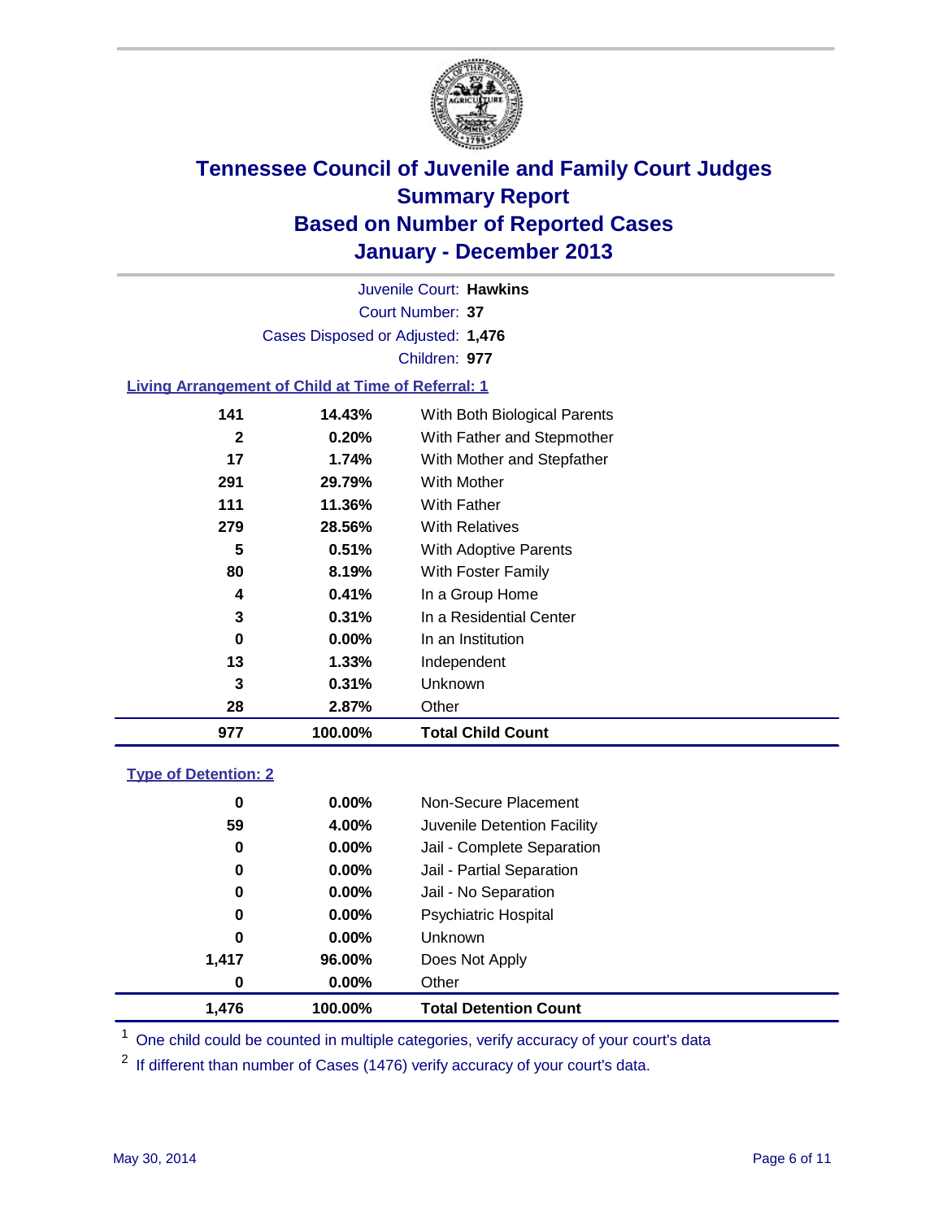# Tennessee Council of Juvenile and Family Court Judges
## Summary Report
## Based on Number of Reported Cases
## January - December 2013

Juvenile Court: **Hawkins**
Court Number: **37**
Cases Disposed or Adjusted: **1,476**
Children: **977**

### Living Arrangement of Child at Time of Referral: 1

| Count | Percent | Category |
|---|---|---|
| 141 | 14.43% | With Both Biological Parents |
| 2 | 0.20% | With Father and Stepmother |
| 17 | 1.74% | With Mother and Stepfather |
| 291 | 29.79% | With Mother |
| 111 | 11.36% | With Father |
| 279 | 28.56% | With Relatives |
| 5 | 0.51% | With Adoptive Parents |
| 80 | 8.19% | With Foster Family |
| 4 | 0.41% | In a Group Home |
| 3 | 0.31% | In a Residential Center |
| 0 | 0.00% | In an Institution |
| 13 | 1.33% | Independent |
| 3 | 0.31% | Unknown |
| 28 | 2.87% | Other |
| **977** | **100.00%** | **Total Child Count** |

### Type of Detention: 2

| Count | Percent | Category |
|---|---|---|
| 0 | 0.00% | Non-Secure Placement |
| 59 | 4.00% | Juvenile Detention Facility |
| 0 | 0.00% | Jail - Complete Separation |
| 0 | 0.00% | Jail - Partial Separation |
| 0 | 0.00% | Jail - No Separation |
| 0 | 0.00% | Psychiatric Hospital |
| 0 | 0.00% | Unknown |
| 1,417 | 96.00% | Does Not Apply |
| 0 | 0.00% | Other |
| **1,476** | **100.00%** | **Total Detention Count** |

[1] One child could be counted in multiple categories, verify accuracy of your court's data

[2] If different than number of Cases (1476) verify accuracy of your court's data.

May 30, 2014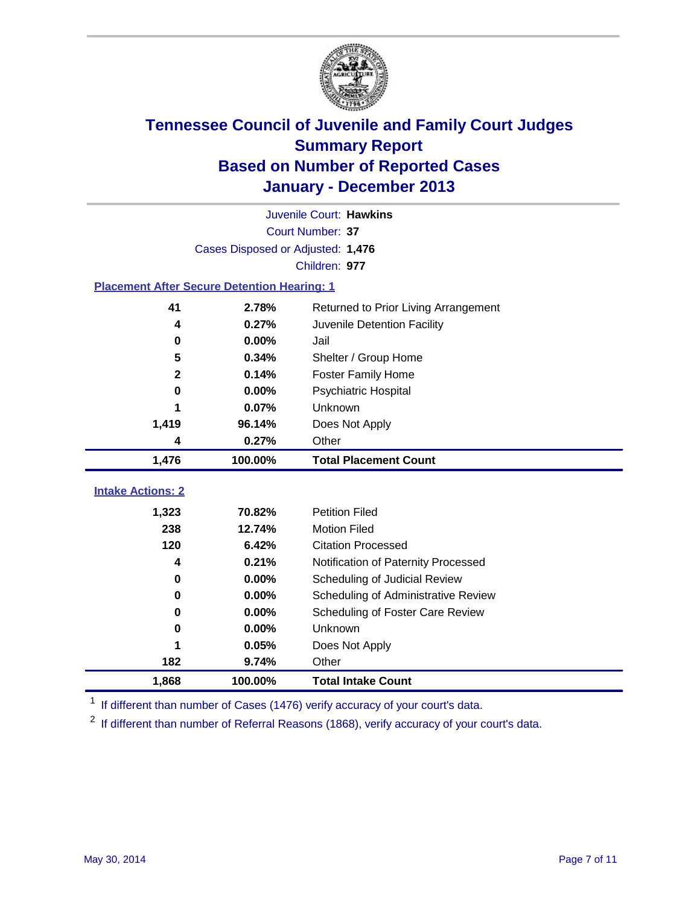# Tennessee Council of Juvenile and Family Court Judges
## Summary Report
## Based on Number of Reported Cases
## January - December 2013

Juvenile Court: **Hawkins**

Court Number: **37**

Cases Disposed or Adjusted: **1,476**

Children: **977**

### Placement After Secure Detention Hearing: 1

| Count | Percent | Placement |
|---|---|---|
| 41 | 2.78% | Returned to Prior Living Arrangement |
| 4 | 0.27% | Juvenile Detention Facility |
| 0 | 0.00% | Jail |
| 5 | 0.34% | Shelter / Group Home |
| 2 | 0.14% | Foster Family Home |
| 0 | 0.00% | Psychiatric Hospital |
| 1 | 0.07% | Unknown |
| 1,419 | 96.14% | Does Not Apply |
| 4 | 0.27% | Other |
| **1,476** | **100.00%** | **Total Placement Count** |

### Intake Actions: 2

| Count | Percent | Intake Action |
|---|---|---|
| 1,323 | 70.82% | Petition Filed |
| 238 | 12.74% | Motion Filed |
| 120 | 6.42% | Citation Processed |
| 4 | 0.21% | Notification of Paternity Processed |
| 0 | 0.00% | Scheduling of Judicial Review |
| 0 | 0.00% | Scheduling of Administrative Review |
| 0 | 0.00% | Scheduling of Foster Care Review |
| 0 | 0.00% | Unknown |
| 1 | 0.05% | Does Not Apply |
| 182 | 9.74% | Other |
| **1,868** | **100.00%** | **Total Intake Count** |

[1] If different than number of Cases (1476) verify accuracy of your court's data.

[2] If different than number of Referral Reasons (1868), verify accuracy of your court's data.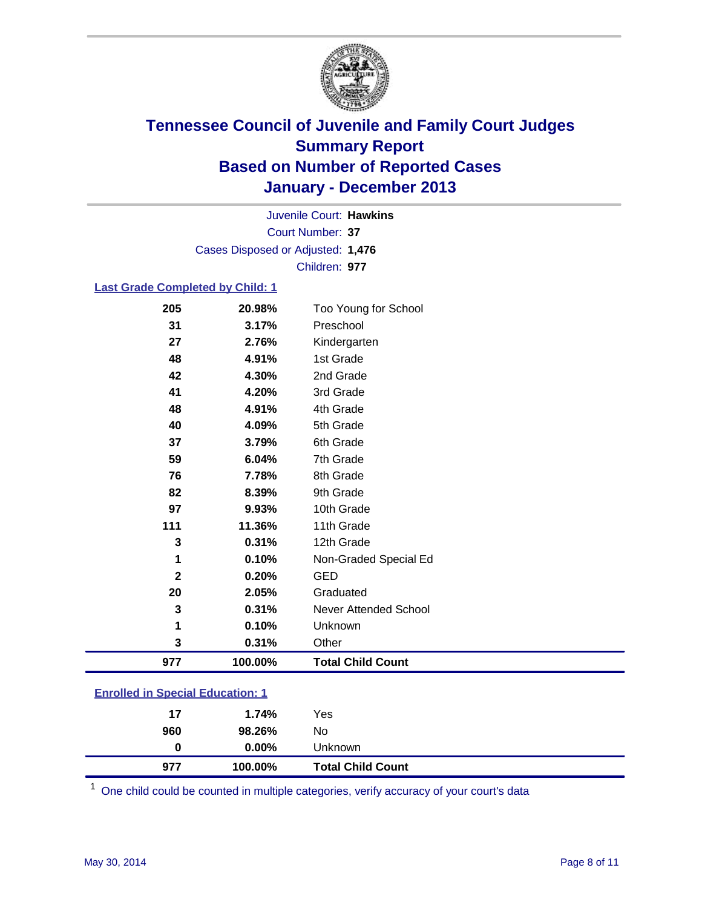# Tennessee Council of Juvenile and Family Court Judges
## Summary Report
## Based on Number of Reported Cases
## January - December 2013

Juvenile Court: **Hawkins**
Court Number: **37**
Cases Disposed or Adjusted: **1,476**
Children: **977**

### Last Grade Completed by Child: 1

| | | |
|---|---|---|
| 205 | 20.98% | Too Young for School |
| 31 | 3.17% | Preschool |
| 27 | 2.76% | Kindergarten |
| 48 | 4.91% | 1st Grade |
| 42 | 4.30% | 2nd Grade |
| 41 | 4.20% | 3rd Grade |
| 48 | 4.91% | 4th Grade |
| 40 | 4.09% | 5th Grade |
| 37 | 3.79% | 6th Grade |
| 59 | 6.04% | 7th Grade |
| 76 | 7.78% | 8th Grade |
| 82 | 8.39% | 9th Grade |
| 97 | 9.93% | 10th Grade |
| 111 | 11.36% | 11th Grade |
| 3 | 0.31% | 12th Grade |
| 1 | 0.10% | Non-Graded Special Ed |
| 2 | 0.20% | GED |
| 20 | 2.05% | Graduated |
| 3 | 0.31% | Never Attended School |
| 1 | 0.10% | Unknown |
| 3 | 0.31% | Other |
| **977** | **100.00%** | **Total Child Count** |

### Enrolled in Special Education: 1

| | | |
|---|---|---|
| 17 | 1.74% | Yes |
| 960 | 98.26% | No |
| 0 | 0.00% | Unknown |
| **977** | **100.00%** | **Total Child Count** |

[1] One child could be counted in multiple categories, verify accuracy of your court's data

May 30, 2014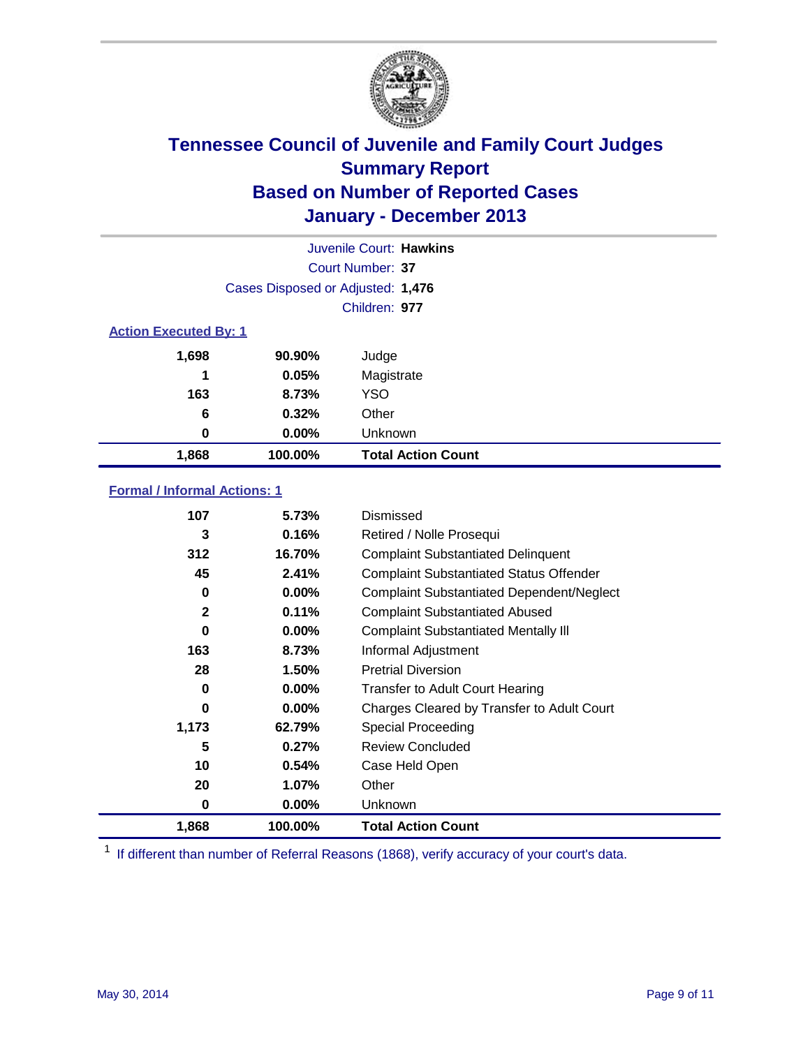# Tennessee Council of Juvenile and Family Court Judges
## Summary Report
## Based on Number of Reported Cases
## January - December 2013

Juvenile Court: **Hawkins**
Court Number: **37**
Cases Disposed or Adjusted: **1,476**
Children: **977**

### Action Executed By: 1

| Count | Percent | Action |
|---|---|---|
| 1,698 | 90.90% | Judge |
| 1 | 0.05% | Magistrate |
| 163 | 8.73% | YSO |
| 6 | 0.32% | Other |
| 0 | 0.00% | Unknown |
| **1,868** | **100.00%** | **Total Action Count** |

### Formal / Informal Actions: 1

| Count | Percent | Action |
|---|---|---|
| 107 | 5.73% | Dismissed |
| 3 | 0.16% | Retired / Nolle Prosequi |
| 312 | 16.70% | Complaint Substantiated Delinquent |
| 45 | 2.41% | Complaint Substantiated Status Offender |
| 0 | 0.00% | Complaint Substantiated Dependent/Neglect |
| 2 | 0.11% | Complaint Substantiated Abused |
| 0 | 0.00% | Complaint Substantiated Mentally Ill |
| 163 | 8.73% | Informal Adjustment |
| 28 | 1.50% | Pretrial Diversion |
| 0 | 0.00% | Transfer to Adult Court Hearing |
| 0 | 0.00% | Charges Cleared by Transfer to Adult Court |
| 1,173 | 62.79% | Special Proceeding |
| 5 | 0.27% | Review Concluded |
| 10 | 0.54% | Case Held Open |
| 20 | 1.07% | Other |
| 0 | 0.00% | Unknown |
| **1,868** | **100.00%** | **Total Action Count** |

[1] If different than number of Referral Reasons (1868), verify accuracy of your court's data.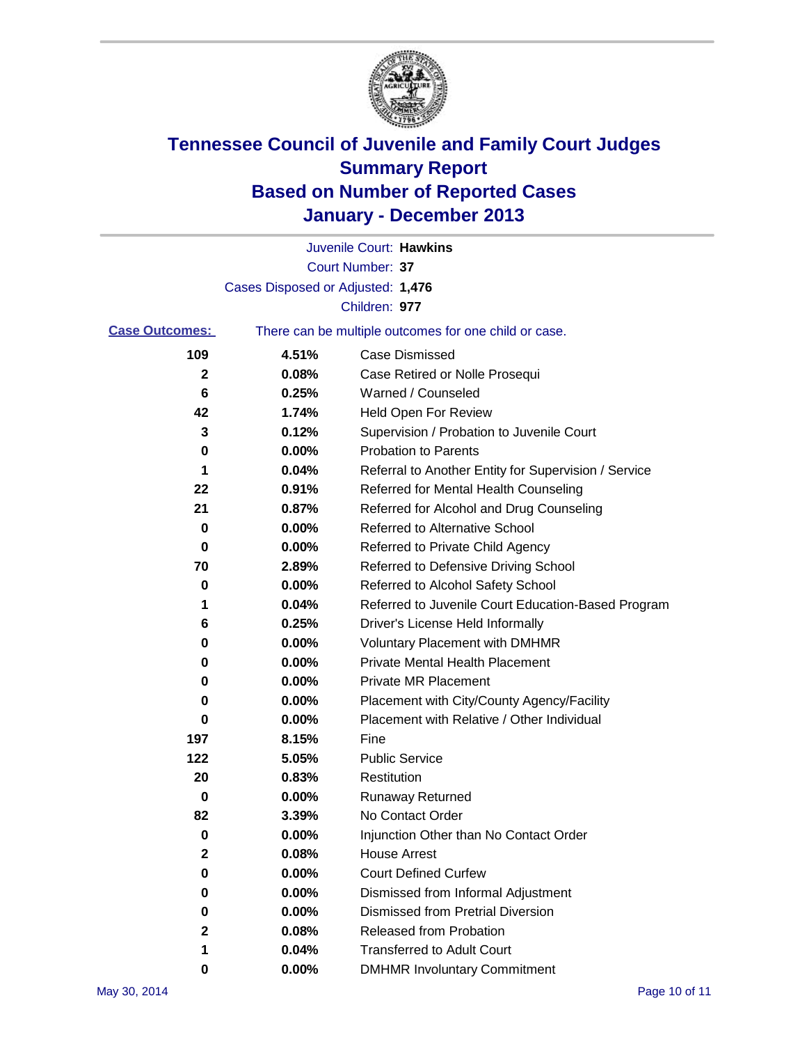# Tennessee Council of Juvenile and Family Court Judges
## Summary Report
## Based on Number of Reported Cases
## January - December 2013

Juvenile Court: **Hawkins**
Court Number: **37**
Cases Disposed or Adjusted: **1,476**
Children: **977**

**Case Outcomes:** There can be multiple outcomes for one child or case.

| Count | Percent | Outcome |
|---|---|---|
| 109 | 4.51% | Case Dismissed |
| 2 | 0.08% | Case Retired or Nolle Prosequi |
| 6 | 0.25% | Warned / Counseled |
| 42 | 1.74% | Held Open For Review |
| 3 | 0.12% | Supervision / Probation to Juvenile Court |
| 0 | 0.00% | Probation to Parents |
| 1 | 0.04% | Referral to Another Entity for Supervision / Service |
| 22 | 0.91% | Referred for Mental Health Counseling |
| 21 | 0.87% | Referred for Alcohol and Drug Counseling |
| 0 | 0.00% | Referred to Alternative School |
| 0 | 0.00% | Referred to Private Child Agency |
| 70 | 2.89% | Referred to Defensive Driving School |
| 0 | 0.00% | Referred to Alcohol Safety School |
| 1 | 0.04% | Referred to Juvenile Court Education-Based Program |
| 6 | 0.25% | Driver's License Held Informally |
| 0 | 0.00% | Voluntary Placement with DMHMR |
| 0 | 0.00% | Private Mental Health Placement |
| 0 | 0.00% | Private MR Placement |
| 0 | 0.00% | Placement with City/County Agency/Facility |
| 0 | 0.00% | Placement with Relative / Other Individual |
| 197 | 8.15% | Fine |
| 122 | 5.05% | Public Service |
| 20 | 0.83% | Restitution |
| 0 | 0.00% | Runaway Returned |
| 82 | 3.39% | No Contact Order |
| 0 | 0.00% | Injunction Other than No Contact Order |
| 2 | 0.08% | House Arrest |
| 0 | 0.00% | Court Defined Curfew |
| 0 | 0.00% | Dismissed from Informal Adjustment |
| 0 | 0.00% | Dismissed from Pretrial Diversion |
| 2 | 0.08% | Released from Probation |
| 1 | 0.04% | Transferred to Adult Court |
| 0 | 0.00% | DMHMR Involuntary Commitment |

May 30, 2014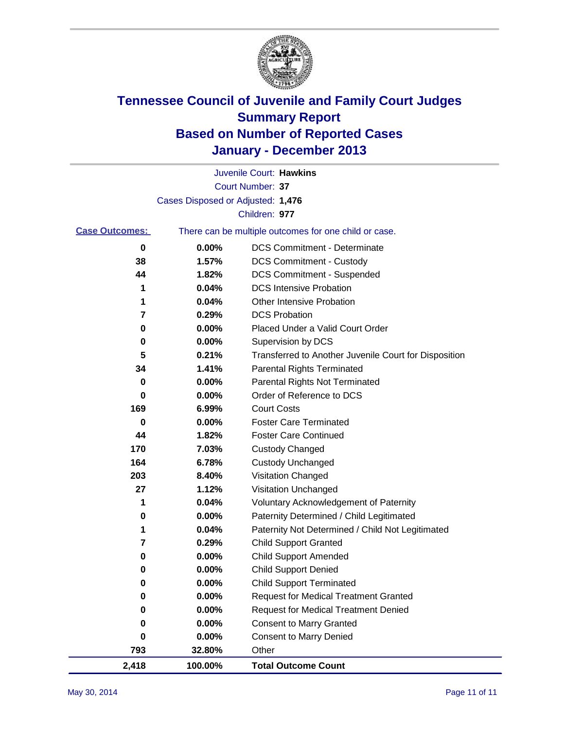# Tennessee Council of Juvenile and Family Court Judges
## Summary Report
## Based on Number of Reported Cases
## January - December 2013

Juvenile Court: **Hawkins**

Court Number: **37**

Cases Disposed or Adjusted: **1,476**

Children: **977**

**Case Outcomes:** There can be multiple outcomes for one child or case.

| | | |
|---|---|---|
| 0 | 0.00% | DCS Commitment - Determinate |
| 38 | 1.57% | DCS Commitment - Custody |
| 44 | 1.82% | DCS Commitment - Suspended |
| 1 | 0.04% | DCS Intensive Probation |
| 1 | 0.04% | Other Intensive Probation |
| 7 | 0.29% | DCS Probation |
| 0 | 0.00% | Placed Under a Valid Court Order |
| 0 | 0.00% | Supervision by DCS |
| 5 | 0.21% | Transferred to Another Juvenile Court for Disposition |
| 34 | 1.41% | Parental Rights Terminated |
| 0 | 0.00% | Parental Rights Not Terminated |
| 0 | 0.00% | Order of Reference to DCS |
| 169 | 6.99% | Court Costs |
| 0 | 0.00% | Foster Care Terminated |
| 44 | 1.82% | Foster Care Continued |
| 170 | 7.03% | Custody Changed |
| 164 | 6.78% | Custody Unchanged |
| 203 | 8.40% | Visitation Changed |
| 27 | 1.12% | Visitation Unchanged |
| 1 | 0.04% | Voluntary Acknowledgement of Paternity |
| 0 | 0.00% | Paternity Determined / Child Legitimated |
| 1 | 0.04% | Paternity Not Determined / Child Not Legitimated |
| 7 | 0.29% | Child Support Granted |
| 0 | 0.00% | Child Support Amended |
| 0 | 0.00% | Child Support Denied |
| 0 | 0.00% | Child Support Terminated |
| 0 | 0.00% | Request for Medical Treatment Granted |
| 0 | 0.00% | Request for Medical Treatment Denied |
| 0 | 0.00% | Consent to Marry Granted |
| 0 | 0.00% | Consent to Marry Denied |
| 793 | 32.80% | Other |
| **2,418** | **100.00%** | **Total Outcome Count** |

May 30, 2014